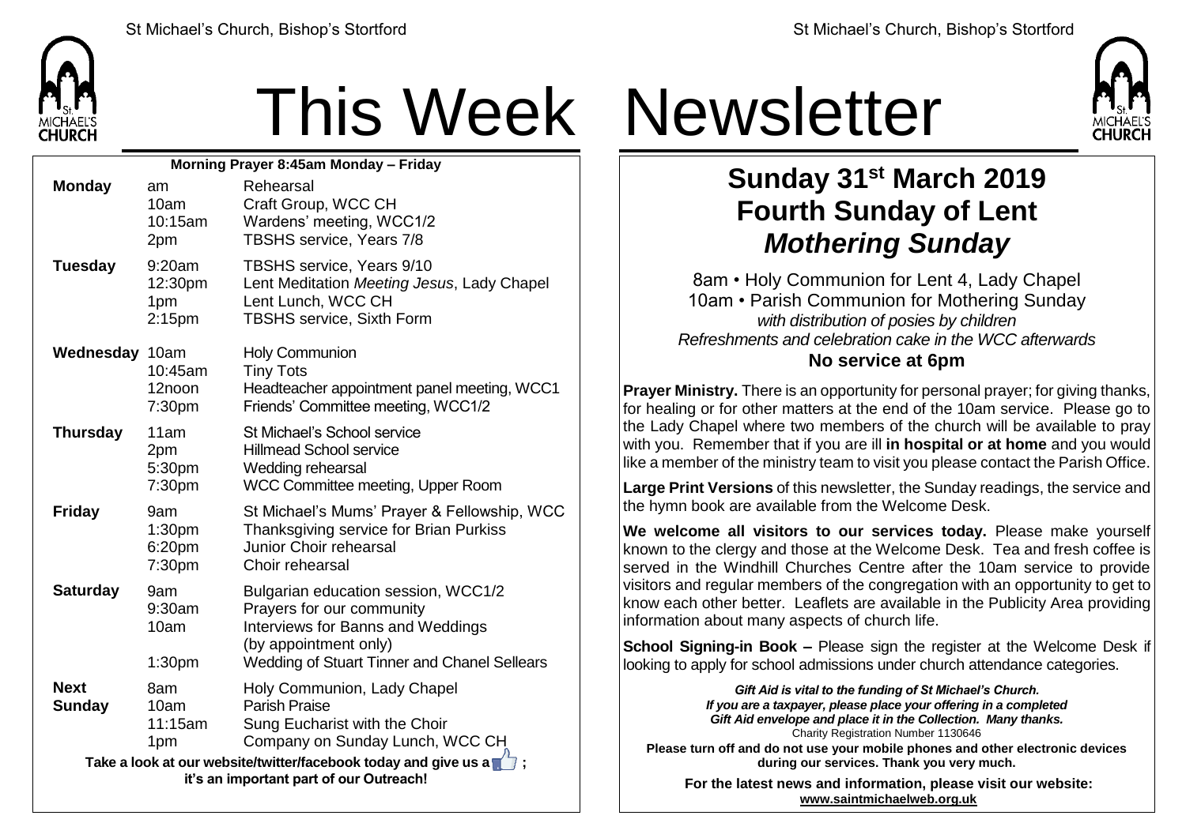# This Week Newsletter

**Morning Prayer 8:45am Monday – Friday**

| Day | Time | Event |
|---|---|---|
| **Monday** | am | Rehearsal |
| | 10am | Craft Group, WCC CH |
| | 10:15am | Wardens' meeting, WCC1/2 |
| | 2pm | TBSHS service, Years 7/8 |
| **Tuesday** | 9:20am | TBSHS service, Years 9/10 |
| | 12:30pm | Lent Meditation *Meeting Jesus*, Lady Chapel |
| | 1pm | Lent Lunch, WCC CH |
| | 2:15pm | TBSHS service, Sixth Form |
| **Wednesday** | 10am | Holy Communion |
| | 10:45am | Tiny Tots |
| | 12noon | Headteacher appointment panel meeting, WCC1 |
| | 7:30pm | Friends' Committee meeting, WCC1/2 |
| **Thursday** | 11am | St Michael's School service |
| | 2pm | Hillmead School service |
| | 5:30pm | Wedding rehearsal |
| | 7:30pm | WCC Committee meeting, Upper Room |
| **Friday** | 9am | St Michael's Mums' Prayer & Fellowship, WCC |
| | 1:30pm | Thanksgiving service for Brian Purkiss |
| | 6:20pm | Junior Choir rehearsal |
| | 7:30pm | Choir rehearsal |
| **Saturday** | 9am | Bulgarian education session, WCC1/2 |
| | 9:30am | Prayers for our community |
| | 10am | Interviews for Banns and Weddings (by appointment only) |
| | 1:30pm | Wedding of Stuart Tinner and Chanel Sellears |
| **Next Sunday** | 8am | Holy Communion, Lady Chapel |
| | 10am | Parish Praise |
| | 11:15am | Sung Eucharist with the Choir |
| | 1pm | Company on Sunday Lunch, WCC CH |

**Take a look at our website/twitter/facebook today and give us a 👍 ; it's an important part of our Outreach!**

## Sunday 31st March 2019
## Fourth Sunday of Lent
## *Mothering Sunday*

8am • Holy Communion for Lent 4, Lady Chapel
10am • Parish Communion for Mothering Sunday
*with distribution of posies by children*
*Refreshments and celebration cake in the WCC afterwards*

**No service at 6pm**

**Prayer Ministry.** There is an opportunity for personal prayer; for giving thanks, for healing or for other matters at the end of the 10am service. Please go to the Lady Chapel where two members of the church will be available to pray with you. Remember that if you are ill **in hospital or at home** and you would like a member of the ministry team to visit you please contact the Parish Office.

**Large Print Versions** of this newsletter, the Sunday readings, the service and the hymn book are available from the Welcome Desk.

**We welcome all visitors to our services today.** Please make yourself known to the clergy and those at the Welcome Desk. Tea and fresh coffee is served in the Windhill Churches Centre after the 10am service to provide visitors and regular members of the congregation with an opportunity to get to know each other better. Leaflets are available in the Publicity Area providing information about many aspects of church life.

**School Signing-in Book –** Please sign the register at the Welcome Desk if looking to apply for school admissions under church attendance categories.

***Gift Aid is vital to the funding of St Michael's Church. If you are a taxpayer, please place your offering in a completed Gift Aid envelope and place it in the Collection. Many thanks.***
Charity Registration Number 1130646

**Please turn off and do not use your mobile phones and other electronic devices during our services. Thank you very much.**

**For the latest news and information, please visit our website: www.saintmichaelweb.org.uk**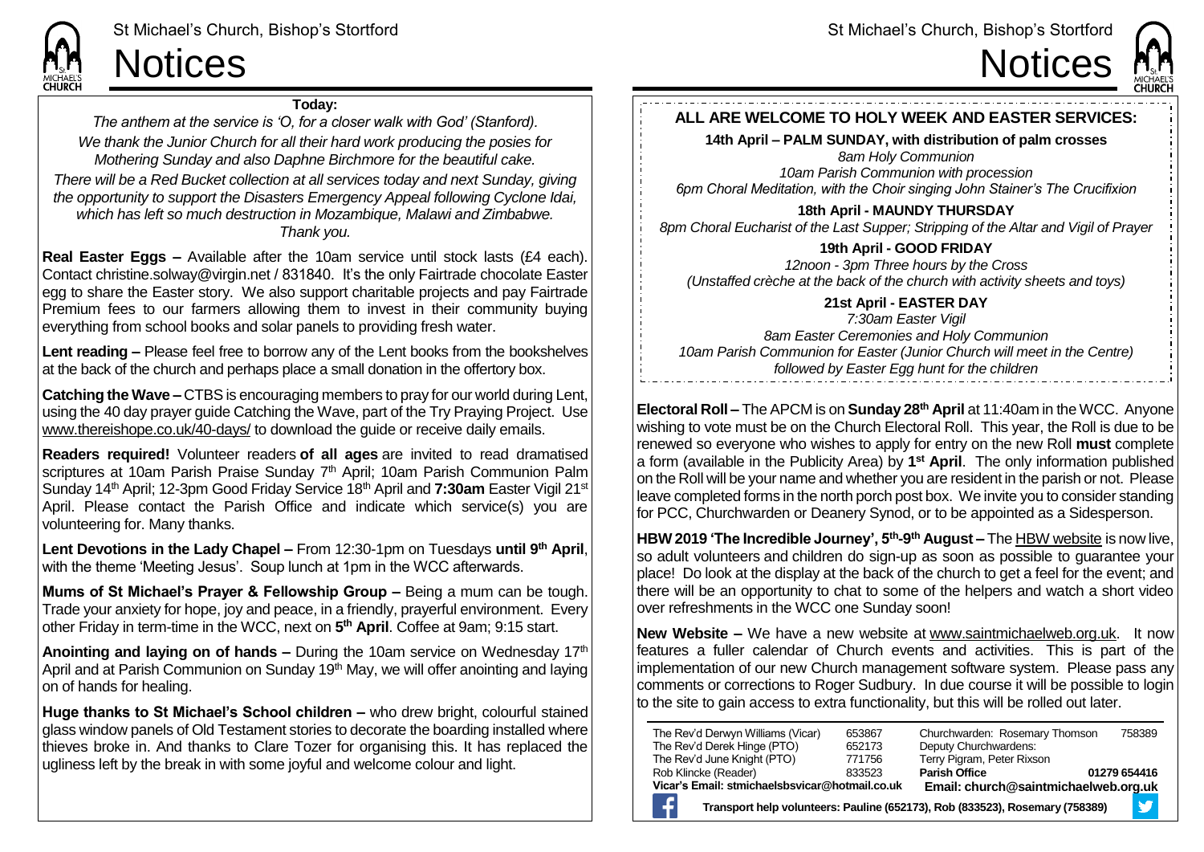# Notices

St Michael's Church, Bishop's Stortford

**Today:**

*The anthem at the service is 'O, for a closer walk with God' (Stanford).*

*We thank the Junior Church for all their hard work producing the posies for Mothering Sunday and also Daphne Birchmore for the beautiful cake.*

*There will be a Red Bucket collection at all services today and next Sunday, giving the opportunity to support the Disasters Emergency Appeal following Cyclone Idai, which has left so much destruction in Mozambique, Malawi and Zimbabwe. Thank you.*

**Real Easter Eggs –** Available after the 10am service until stock lasts (£4 each). Contact christine.solway@virgin.net / 831840. It's the only Fairtrade chocolate Easter egg to share the Easter story. We also support charitable projects and pay Fairtrade Premium fees to our farmers allowing them to invest in their community buying everything from school books and solar panels to providing fresh water.

**Lent reading –** Please feel free to borrow any of the Lent books from the bookshelves at the back of the church and perhaps place a small donation in the offertory box.

**Catching the Wave –** CTBS is encouraging members to pray for our world during Lent, using the 40 day prayer guide Catching the Wave, part of the Try Praying Project. Use www.thereishope.co.uk/40-days/ to download the guide or receive daily emails.

**Readers required!** Volunteer readers **of all ages** are invited to read dramatised scriptures at 10am Parish Praise Sunday 7th April; 10am Parish Communion Palm Sunday 14th April; 12-3pm Good Friday Service 18th April and **7:30am** Easter Vigil 21st April. Please contact the Parish Office and indicate which service(s) you are volunteering for. Many thanks.

**Lent Devotions in the Lady Chapel –** From 12:30-1pm on Tuesdays **until 9th April**, with the theme 'Meeting Jesus'. Soup lunch at 1pm in the WCC afterwards.

**Mums of St Michael's Prayer & Fellowship Group –** Being a mum can be tough. Trade your anxiety for hope, joy and peace, in a friendly, prayerful environment. Every other Friday in term-time in the WCC, next on **5th April**. Coffee at 9am; 9:15 start.

**Anointing and laying on of hands –** During the 10am service on Wednesday 17th April and at Parish Communion on Sunday 19th May, we will offer anointing and laying on of hands for healing.

**Huge thanks to St Michael's School children –** who drew bright, colourful stained glass window panels of Old Testament stories to decorate the boarding installed where thieves broke in. And thanks to Clare Tozer for organising this. It has replaced the ugliness left by the break in with some joyful and welcome colour and light.

## ALL ARE WELCOME TO HOLY WEEK AND EASTER SERVICES:

**14th April – PALM SUNDAY, with distribution of palm crosses**

*8am Holy Communion*
*10am Parish Communion with procession*
*6pm Choral Meditation, with the Choir singing John Stainer's The Crucifixion*

**18th April - MAUNDY THURSDAY**

*8pm Choral Eucharist of the Last Supper; Stripping of the Altar and Vigil of Prayer*

**19th April - GOOD FRIDAY**

*12noon - 3pm Three hours by the Cross*
*(Unstaffed crèche at the back of the church with activity sheets and toys)*

**21st April - EASTER DAY**

*7:30am Easter Vigil*
*8am Easter Ceremonies and Holy Communion*
*10am Parish Communion for Easter (Junior Church will meet in the Centre) followed by Easter Egg hunt for the children*

**Electoral Roll –** The APCM is on **Sunday 28th April** at 11:40am in the WCC. Anyone wishing to vote must be on the Church Electoral Roll. This year, the Roll is due to be renewed so everyone who wishes to apply for entry on the new Roll **must** complete a form (available in the Publicity Area) by **1st April**. The only information published on the Roll will be your name and whether you are resident in the parish or not. Please leave completed forms in the north porch post box. We invite you to consider standing for PCC, Churchwarden or Deanery Synod, or to be appointed as a Sidesperson.

**HBW 2019 'The Incredible Journey', 5th-9th August –** The HBW website is now live, so adult volunteers and children do sign-up as soon as possible to guarantee your place! Do look at the display at the back of the church to get a feel for the event; and there will be an opportunity to chat to some of the helpers and watch a short video over refreshments in the WCC one Sunday soon!

**New Website –** We have a new website at www.saintmichaelweb.org.uk. It now features a fuller calendar of Church events and activities. This is part of the implementation of our new Church management software system. Please pass any comments or corrections to Roger Sudbury. In due course it will be possible to login to the site to gain access to extra functionality, but this will be rolled out later.

| | | | |
|---|---|---|---|
| The Rev'd Derwyn Williams (Vicar) | 653867 | Churchwarden: Rosemary Thomson | 758389 |
| The Rev'd Derek Hinge (PTO) | 652173 | Deputy Churchwardens: | |
| The Rev'd June Knight (PTO) | 771756 | Terry Pigram, Peter Rixson | |
| Rob Klincke (Reader) | 833523 | **Parish Office** | **01279 654416** |
| **Vicar's Email: stmichaelsbsvicar@hotmail.co.uk** | | **Email: church@saintmichaelweb.org.uk** | |

**Transport help volunteers: Pauline (652173), Rob (833523), Rosemary (758389)**